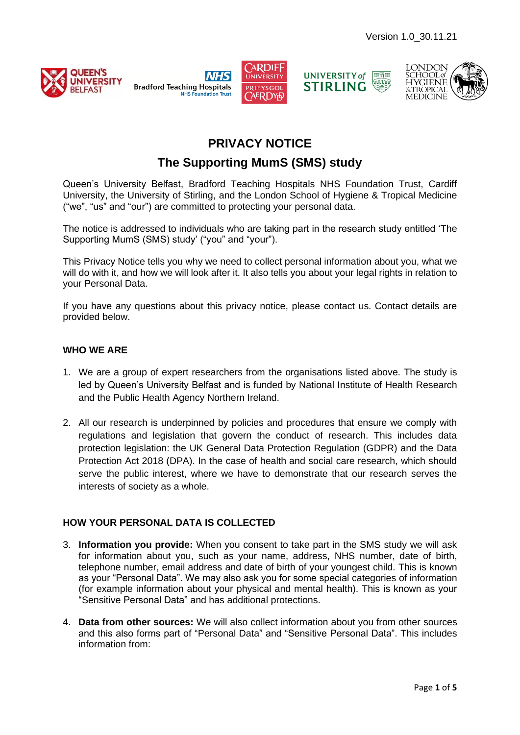Version 1.0_30.11.21

# PRIVACY NOTICE

## The Supporting MumS (SMS) study

Queen's University Belfast, Bradford Teaching Hospitals NHS Foundation Trust, Cardiff University, the University of Stirling, and the London School of Hygiene & Tropical Medicine ("we", "us" and "our") are committed to protecting your personal data.

The notice is addressed to individuals who are taking part in the research study entitled 'The Supporting MumS (SMS) study' ("you" and "your").

This Privacy Notice tells you why we need to collect personal information about you, what we will do with it, and how we will look after it. It also tells you about your legal rights in relation to your Personal Data.

If you have any questions about this privacy notice, please contact us. Contact details are provided below.

### WHO WE ARE

1. We are a group of expert researchers from the organisations listed above. The study is led by Queen's University Belfast and is funded by National Institute of Health Research and the Public Health Agency Northern Ireland.

2. All our research is underpinned by policies and procedures that ensure we comply with regulations and legislation that govern the conduct of research. This includes data protection legislation: the UK General Data Protection Regulation (GDPR) and the Data Protection Act 2018 (DPA). In the case of health and social care research, which should serve the public interest, where we have to demonstrate that our research serves the interests of society as a whole.

### HOW YOUR PERSONAL DATA IS COLLECTED

3. **Information you provide:** When you consent to take part in the SMS study we will ask for information about you, such as your name, address, NHS number, date of birth, telephone number, email address and date of birth of your youngest child. This is known as your "Personal Data". We may also ask you for some special categories of information (for example information about your physical and mental health). This is known as your "Sensitive Personal Data" and has additional protections.

4. **Data from other sources:** We will also collect information about you from other sources and this also forms part of "Personal Data" and "Sensitive Personal Data". This includes information from: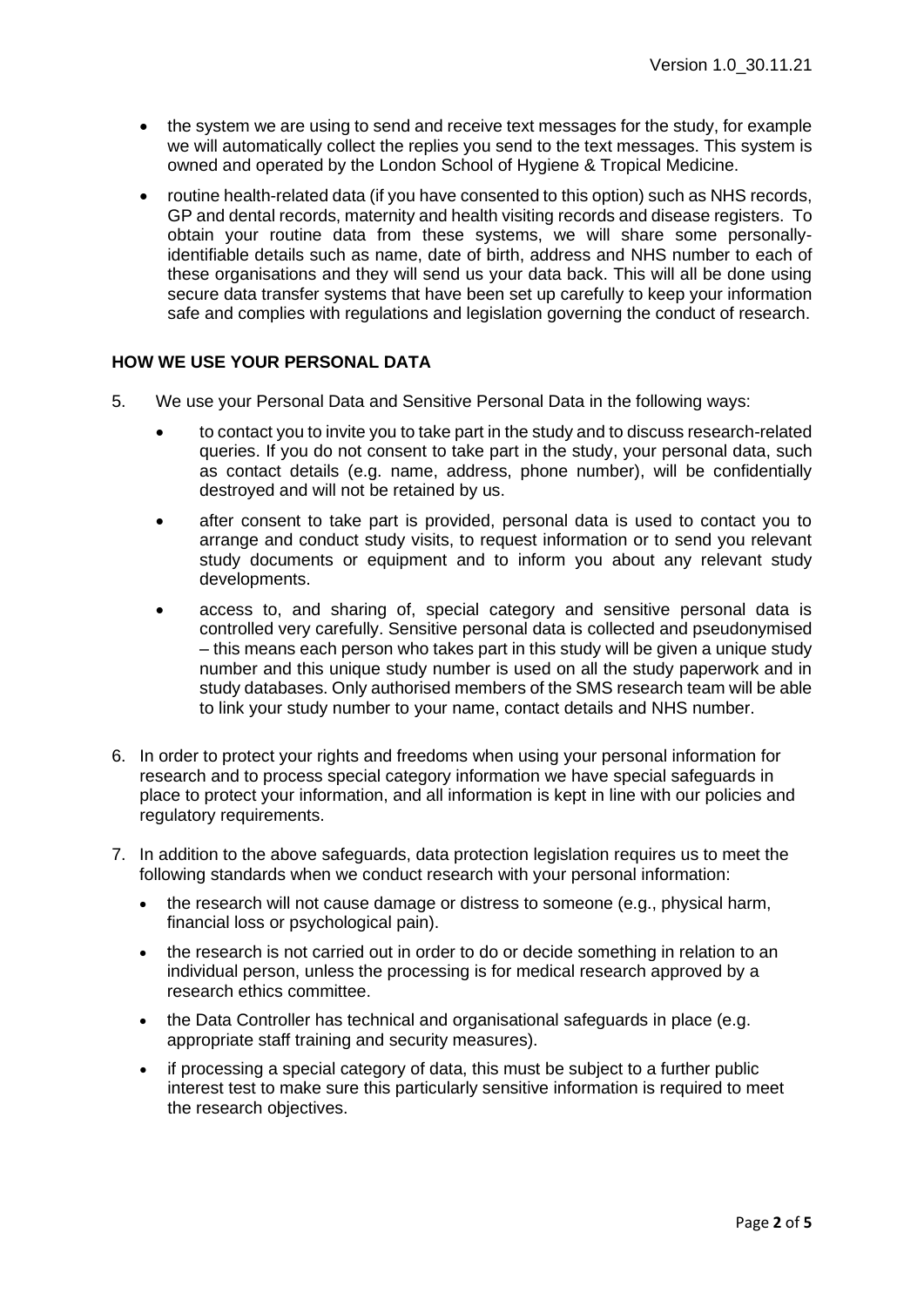- the system we are using to send and receive text messages for the study, for example we will automatically collect the replies you send to the text messages. This system is owned and operated by the London School of Hygiene & Tropical Medicine.
- routine health-related data (if you have consented to this option) such as NHS records, GP and dental records, maternity and health visiting records and disease registers. To obtain your routine data from these systems, we will share some personally-identifiable details such as name, date of birth, address and NHS number to each of these organisations and they will send us your data back. This will all be done using secure data transfer systems that have been set up carefully to keep your information safe and complies with regulations and legislation governing the conduct of research.

## HOW WE USE YOUR PERSONAL DATA

5. We use your Personal Data and Sensitive Personal Data in the following ways:
   - to contact you to invite you to take part in the study and to discuss research-related queries. If you do not consent to take part in the study, your personal data, such as contact details (e.g. name, address, phone number), will be confidentially destroyed and will not be retained by us.
   - after consent to take part is provided, personal data is used to contact you to arrange and conduct study visits, to request information or to send you relevant study documents or equipment and to inform you about any relevant study developments.
   - access to, and sharing of, special category and sensitive personal data is controlled very carefully. Sensitive personal data is collected and pseudonymised – this means each person who takes part in this study will be given a unique study number and this unique study number is used on all the study paperwork and in study databases. Only authorised members of the SMS research team will be able to link your study number to your name, contact details and NHS number.

6. In order to protect your rights and freedoms when using your personal information for research and to process special category information we have special safeguards in place to protect your information, and all information is kept in line with our policies and regulatory requirements.

7. In addition to the above safeguards, data protection legislation requires us to meet the following standards when we conduct research with your personal information:
   - the research will not cause damage or distress to someone (e.g., physical harm, financial loss or psychological pain).
   - the research is not carried out in order to do or decide something in relation to an individual person, unless the processing is for medical research approved by a research ethics committee.
   - the Data Controller has technical and organisational safeguards in place (e.g. appropriate staff training and security measures).
   - if processing a special category of data, this must be subject to a further public interest test to make sure this particularly sensitive information is required to meet the research objectives.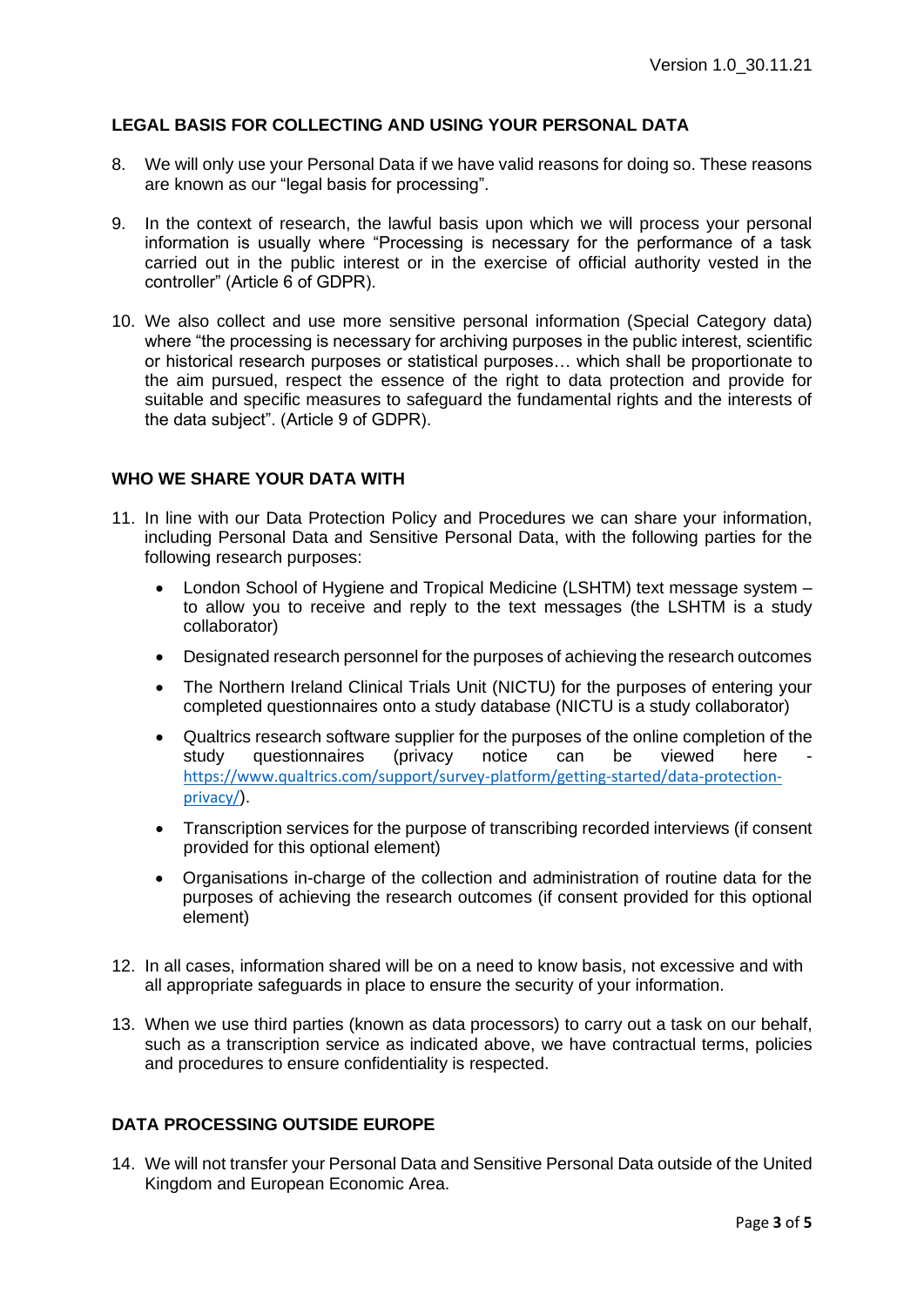## LEGAL BASIS FOR COLLECTING AND USING YOUR PERSONAL DATA

8. We will only use your Personal Data if we have valid reasons for doing so. These reasons are known as our "legal basis for processing".

9. In the context of research, the lawful basis upon which we will process your personal information is usually where "Processing is necessary for the performance of a task carried out in the public interest or in the exercise of official authority vested in the controller" (Article 6 of GDPR).

10. We also collect and use more sensitive personal information (Special Category data) where "the processing is necessary for archiving purposes in the public interest, scientific or historical research purposes or statistical purposes… which shall be proportionate to the aim pursued, respect the essence of the right to data protection and provide for suitable and specific measures to safeguard the fundamental rights and the interests of the data subject". (Article 9 of GDPR).

## WHO WE SHARE YOUR DATA WITH

11. In line with our Data Protection Policy and Procedures we can share your information, including Personal Data and Sensitive Personal Data, with the following parties for the following research purposes:

    - London School of Hygiene and Tropical Medicine (LSHTM) text message system – to allow you to receive and reply to the text messages (the LSHTM is a study collaborator)
    - Designated research personnel for the purposes of achieving the research outcomes
    - The Northern Ireland Clinical Trials Unit (NICTU) for the purposes of entering your completed questionnaires onto a study database (NICTU is a study collaborator)
    - Qualtrics research software supplier for the purposes of the online completion of the study questionnaires (privacy notice can be viewed here - https://www.qualtrics.com/support/survey-platform/getting-started/data-protection-privacy/).
    - Transcription services for the purpose of transcribing recorded interviews (if consent provided for this optional element)
    - Organisations in-charge of the collection and administration of routine data for the purposes of achieving the research outcomes (if consent provided for this optional element)

12. In all cases, information shared will be on a need to know basis, not excessive and with all appropriate safeguards in place to ensure the security of your information.

13. When we use third parties (known as data processors) to carry out a task on our behalf, such as a transcription service as indicated above, we have contractual terms, policies and procedures to ensure confidentiality is respected.

## DATA PROCESSING OUTSIDE EUROPE

14. We will not transfer your Personal Data and Sensitive Personal Data outside of the United Kingdom and European Economic Area.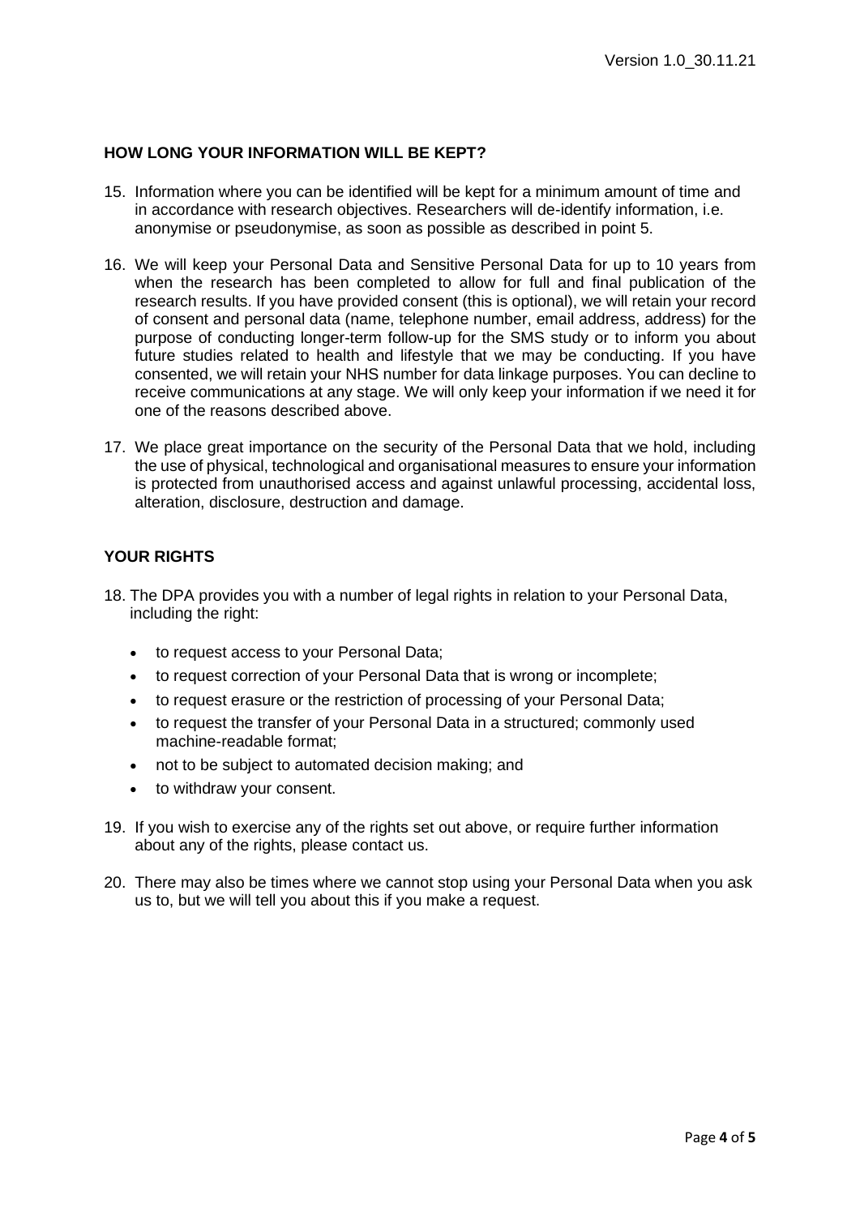## HOW LONG YOUR INFORMATION WILL BE KEPT?

15. Information where you can be identified will be kept for a minimum amount of time and in accordance with research objectives. Researchers will de-identify information, i.e. anonymise or pseudonymise, as soon as possible as described in point 5.

16. We will keep your Personal Data and Sensitive Personal Data for up to 10 years from when the research has been completed to allow for full and final publication of the research results. If you have provided consent (this is optional), we will retain your record of consent and personal data (name, telephone number, email address, address) for the purpose of conducting longer-term follow-up for the SMS study or to inform you about future studies related to health and lifestyle that we may be conducting. If you have consented, we will retain your NHS number for data linkage purposes. You can decline to receive communications at any stage. We will only keep your information if we need it for one of the reasons described above.

17. We place great importance on the security of the Personal Data that we hold, including the use of physical, technological and organisational measures to ensure your information is protected from unauthorised access and against unlawful processing, accidental loss, alteration, disclosure, destruction and damage.

## YOUR RIGHTS

18. The DPA provides you with a number of legal rights in relation to your Personal Data, including the right:

    - to request access to your Personal Data;
    - to request correction of your Personal Data that is wrong or incomplete;
    - to request erasure or the restriction of processing of your Personal Data;
    - to request the transfer of your Personal Data in a structured; commonly used machine-readable format;
    - not to be subject to automated decision making; and
    - to withdraw your consent.

19. If you wish to exercise any of the rights set out above, or require further information about any of the rights, please contact us.

20. There may also be times where we cannot stop using your Personal Data when you ask us to, but we will tell you about this if you make a request.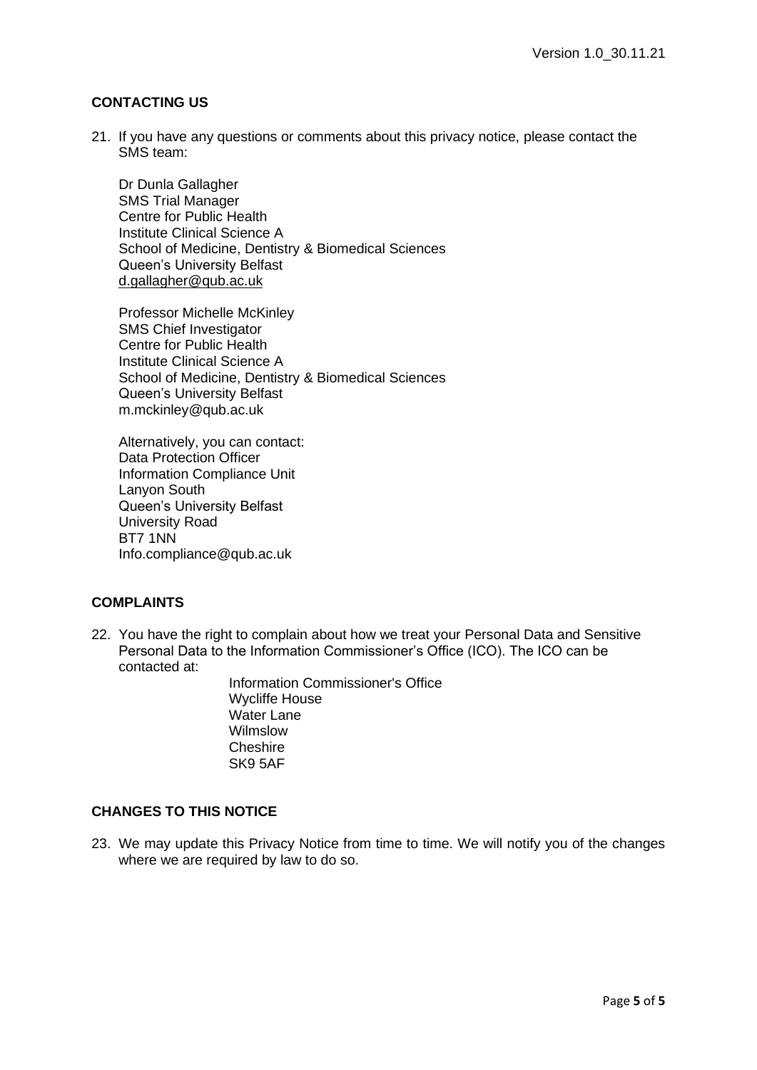## CONTACTING US

21. If you have any questions or comments about this privacy notice, please contact the SMS team:

    Dr Dunla Gallagher
    SMS Trial Manager
    Centre for Public Health
    Institute Clinical Science A
    School of Medicine, Dentistry & Biomedical Sciences
    Queen's University Belfast
    d.gallagher@qub.ac.uk

    Professor Michelle McKinley
    SMS Chief Investigator
    Centre for Public Health
    Institute Clinical Science A
    School of Medicine, Dentistry & Biomedical Sciences
    Queen's University Belfast
    m.mckinley@qub.ac.uk

    Alternatively, you can contact:
    Data Protection Officer
    Information Compliance Unit
    Lanyon South
    Queen's University Belfast
    University Road
    BT7 1NN
    Info.compliance@qub.ac.uk

## COMPLAINTS

22. You have the right to complain about how we treat your Personal Data and Sensitive Personal Data to the Information Commissioner's Office (ICO). The ICO can be contacted at:

    Information Commissioner's Office
    Wycliffe House
    Water Lane
    Wilmslow
    Cheshire
    SK9 5AF

## CHANGES TO THIS NOTICE

23. We may update this Privacy Notice from time to time. We will notify you of the changes where we are required by law to do so.